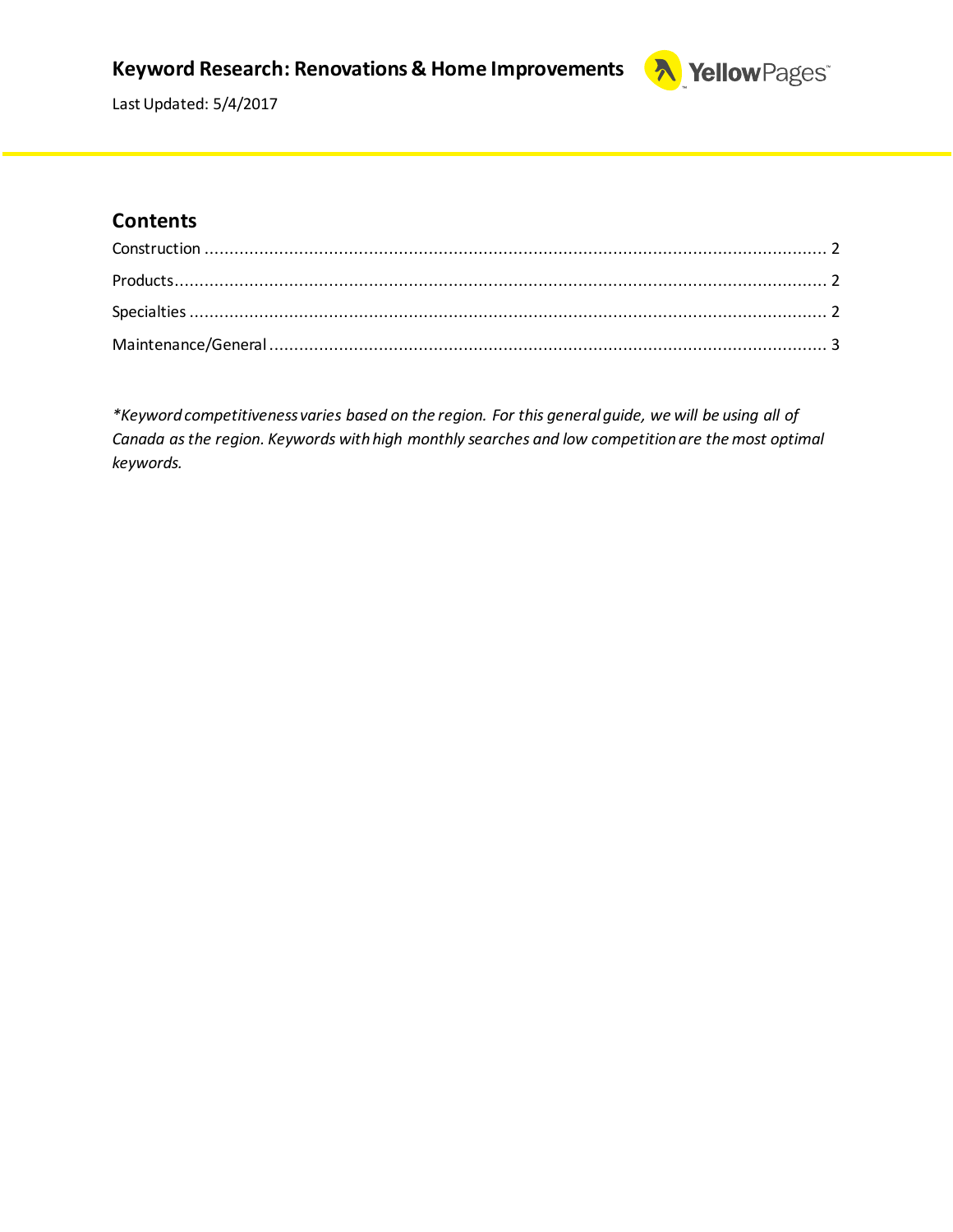# Keyword Research: Renovations & Home Improvements

Last Updated: 5/4/2017

## Contents

Construction ..... 2

Products ..... 2

Specialties ..... 2

Maintenance/General ..... 3

*\*Keyword competitiveness varies based on the region. For this general guide, we will be using all of Canada as the region. Keywords with high monthly searches and low competition are the most optimal keywords.*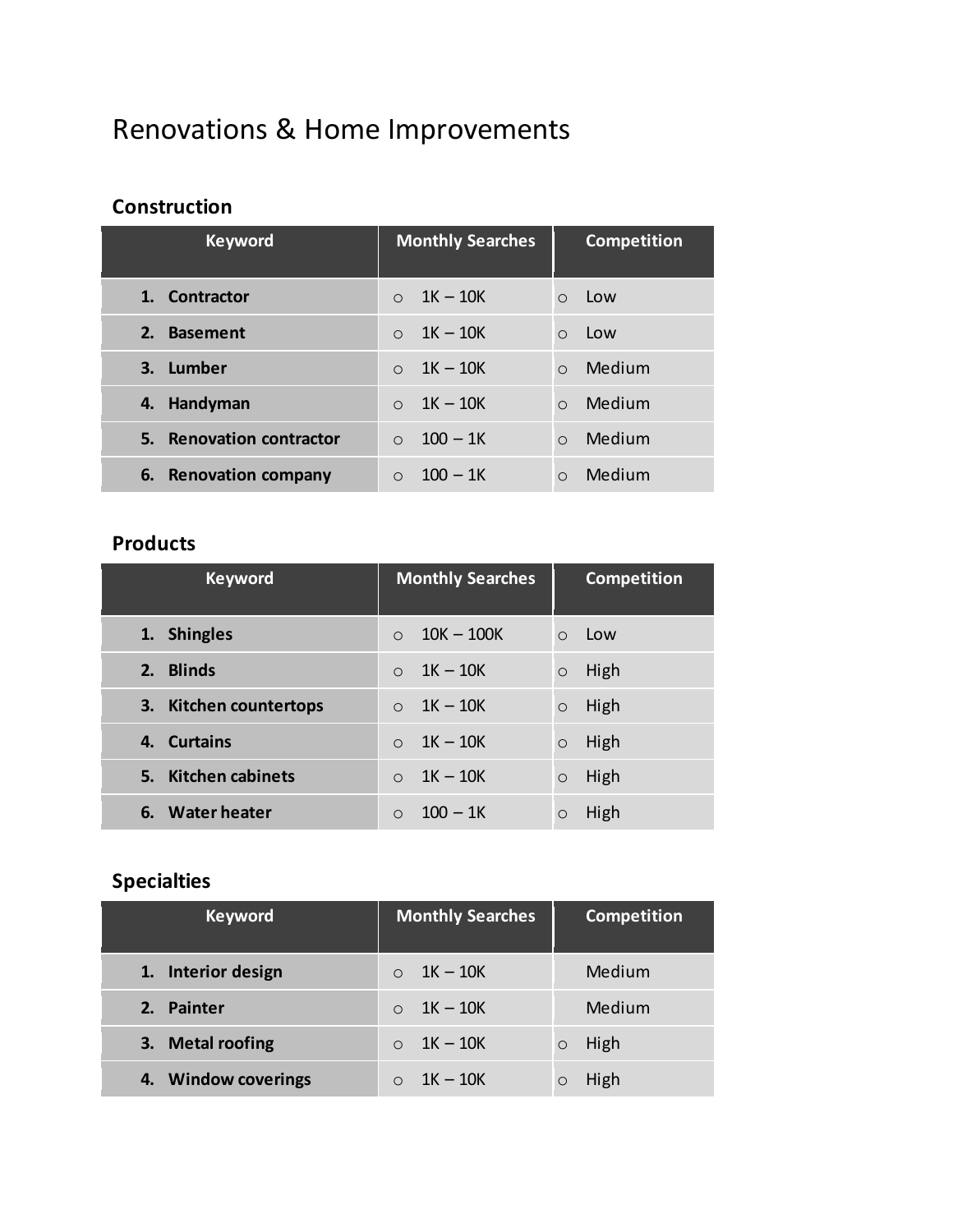# Renovations & Home Improvements

## Construction

| Keyword | Monthly Searches | Competition |
|---|---|---|
| 1. Contractor | ○ 1K – 10K | ○ Low |
| 2. Basement | ○ 1K – 10K | ○ Low |
| 3. Lumber | ○ 1K – 10K | ○ Medium |
| 4. Handyman | ○ 1K – 10K | ○ Medium |
| 5. Renovation contractor | ○ 100 – 1K | ○ Medium |
| 6. Renovation company | ○ 100 – 1K | ○ Medium |

## Products

| Keyword | Monthly Searches | Competition |
|---|---|---|
| 1. Shingles | ○ 10K – 100K | ○ Low |
| 2. Blinds | ○ 1K – 10K | ○ High |
| 3. Kitchen countertops | ○ 1K – 10K | ○ High |
| 4. Curtains | ○ 1K – 10K | ○ High |
| 5. Kitchen cabinets | ○ 1K – 10K | ○ High |
| 6. Water heater | ○ 100 – 1K | ○ High |

## Specialties

| Keyword | Monthly Searches | Competition |
|---|---|---|
| 1. Interior design | ○ 1K – 10K | Medium |
| 2. Painter | ○ 1K – 10K | Medium |
| 3. Metal roofing | ○ 1K – 10K | ○ High |
| 4. Window coverings | ○ 1K – 10K | ○ High |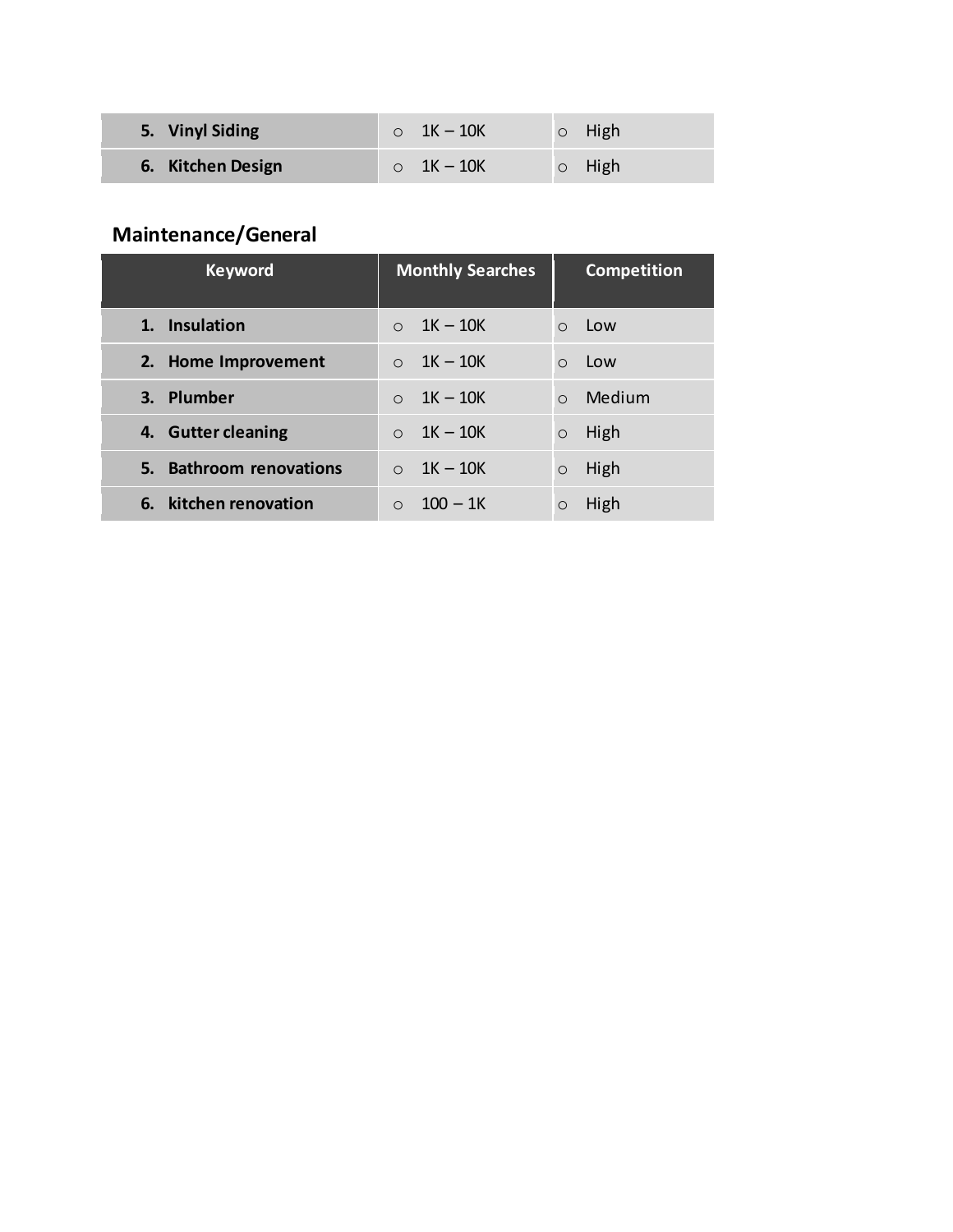| | | |
|---|---|---|
| **5. Vinyl Siding** | ○ 1K – 10K | ○ High |
| **6. Kitchen Design** | ○ 1K – 10K | ○ High |

## Maintenance/General

| Keyword | Monthly Searches | Competition |
|---|---|---|
| **1. Insulation** | ○ 1K – 10K | ○ Low |
| **2. Home Improvement** | ○ 1K – 10K | ○ Low |
| **3. Plumber** | ○ 1K – 10K | ○ Medium |
| **4. Gutter cleaning** | ○ 1K – 10K | ○ High |
| **5. Bathroom renovations** | ○ 1K – 10K | ○ High |
| **6. kitchen renovation** | ○ 100 – 1K | ○ High |